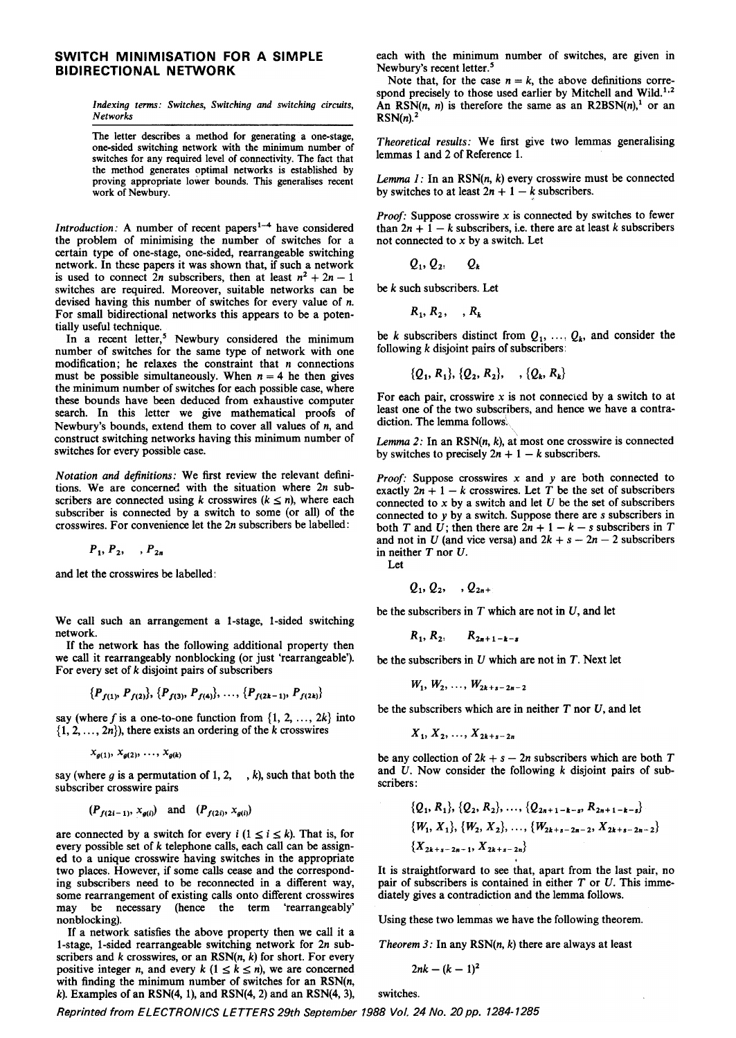# SWITCH MINIMISATION FOR A SIMPLE BIDIRECTIONAL NETWORK

*Indexing terms: Switches, Switching and switching circuits, Networks*

The letter describes a method for generating a one-stage, one-sided switching network with the minimum number of switches for any required level of connectivity. The fact that the method generates optimal networks is established by proving appropriate lower bounds. This generalises recent work of Newbury.

*Introduction:* A number of recent papers[1–4] have considered the problem of minimising the number of switches for a certain type of one-stage, one-sided, rearrangeable switching network. In these papers it was shown that, if such a network is used to connect $2n$ subscribers, then at least $n^2 + 2n - 1$ switches are required. Moreover, suitable networks can be devised having this number of switches for every value of $n$. For small bidirectional networks this appears to be a potentially useful technique.

In a recent letter,[5] Newbury considered the minimum number of switches for the same type of network with one modification; he relaxes the constraint that $n$ connections must be possible simultaneously. When $n = 4$ he then gives the minimum number of switches for each possible case, where these bounds have been deduced from exhaustive computer search. In this letter we give mathematical proofs of Newbury's bounds, extend them to cover all values of $n$, and construct switching networks having this minimum number of switches for every possible case.

*Notation and definitions:* We first review the relevant definitions. We are concerned with the situation where $2n$ subscribers are connected using $k$ crosswires ($k \leq n$), where each subscriber is connected by a switch to some (or all) of the crosswires. For convenience let the $2n$ subscribers be labelled:

$$P_1, P_2, \quad , P_{2n}$$

and let the crosswires be labelled:

We call such an arrangement a 1-stage, 1-sided switching network.

If the network has the following additional property then we call it rearrangeably nonblocking (or just 'rearrangeable'). For every set of $k$ disjoint pairs of subscribers

$$\{P_{f(1)}, P_{f(2)}\}, \{P_{f(3)}, P_{f(4)}\}, \ldots, \{P_{f(2k-1)}, P_{f(2k)}\}$$

say (where $f$ is a one-to-one function from $\{1, 2, \ldots, 2k\}$ into $\{1, 2, \ldots, 2n\}$), there exists an ordering of the $k$ crosswires

$$x_{g(1)}, x_{g(2)}, \ldots, x_{g(k)}$$

say (where $g$ is a permutation of 1, 2, $\quad$, $k$), such that both the subscriber crosswire pairs

$$(P_{f(2i-1)}, x_{g(i)}) \quad \text{and} \quad (P_{f(2i)}, x_{g(i)})$$

are connected by a switch for every $i$ ($1 \leq i \leq k$). That is, for every possible set of $k$ telephone calls, each call can be assigned to a unique crosswire having switches in the appropriate two places. However, if some calls cease and the corresponding subscribers need to be reconnected in a different way, some rearrangement of existing calls onto different crosswires may be necessary (hence the term 'rearrangeably' nonblocking).

If a network satisfies the above property then we call it a 1-stage, 1-sided rearrangeable switching network for $2n$ subscribers and $k$ crosswires, or an RSN($n$, $k$) for short. For every positive integer $n$, and every $k$ ($1 \leq k \leq n$), we are concerned with finding the minimum number of switches for an RSN($n$, $k$). Examples of an RSN(4, 1), and RSN(4, 2) and an RSN(4, 3), each with the minimum number of switches, are given in Newbury's recent letter.[5]

Note that, for the case $n = k$, the above definitions correspond precisely to those used earlier by Mitchell and Wild.[1,2] An RSN($n$, $n$) is therefore the same as an R2BSN($n$),[1] or an RSN($n$).[2]

*Theoretical results:* We first give two lemmas generalising lemmas 1 and 2 of Reference 1.

*Lemma 1:* In an RSN($n$, $k$) every crosswire must be connected by switches to at least $2n + 1 - k$ subscribers.

*Proof:* Suppose crosswire $x$ is connected by switches to fewer than $2n + 1 - k$ subscribers, i.e. there are at least $k$ subscribers not connected to $x$ by a switch. Let

$$Q_1, Q_2, \quad Q_k$$

be $k$ such subscribers. Let

$$R_1, R_2, \quad , R_k$$

be $k$ subscribers distinct from $Q_1, \ldots, Q_k$, and consider the following $k$ disjoint pairs of subscribers:

$$\{Q_1, R_1\}, \{Q_2, R_2\}, \quad , \{Q_k, R_k\}$$

For each pair, crosswire $x$ is not connected by a switch to at least one of the two subscribers, and hence we have a contradiction. The lemma follows.

*Lemma 2:* In an RSN($n$, $k$), at most one crosswire is connected by switches to precisely $2n + 1 - k$ subscribers.

*Proof:* Suppose crosswires $x$ and $y$ are both connected to exactly $2n + 1 - k$ crosswires. Let $T$ be the set of subscribers connected to $x$ by a switch and let $U$ be the set of subscribers connected to $y$ by a switch. Suppose there are $s$ subscribers in both $T$ and $U$; then there are $2n + 1 - k - s$ subscribers in $T$ and not in $U$ (and vice versa) and $2k + s - 2n - 2$ subscribers in neither $T$ nor $U$.

Let

$$Q_1, Q_2, \quad , Q_{2n+}$$

be the subscribers in $T$ which are not in $U$, and let

$$R_1, R_2, \quad R_{2n+1-k-s}$$

be the subscribers in $U$ which are not in $T$. Next let

$$W_1, W_2, \ldots, W_{2k+s-2n-2}$$

be the subscribers which are in neither $T$ nor $U$, and let

$$X_1, X_2, \ldots, X_{2k+s-2n}$$

be any collection of $2k + s - 2n$ subscribers which are both $T$ and $U$. Now consider the following $k$ disjoint pairs of subscribers:

$$\{Q_1, R_1\}, \{Q_2, R_2\}, \ldots, \{Q_{2n+1-k-s}, R_{2n+1-k-s}\}$$
$$\{W_1, X_1\}, \{W_2, X_2\}, \ldots, \{W_{2k+s-2n-2}, X_{2k+s-2n-2}\}$$
$$\{X_{2k+s-2n-1}, X_{2k+s-2n}\}$$

It is straightforward to see that, apart from the last pair, no pair of subscribers is contained in either $T$ or $U$. This immediately gives a contradiction and the lemma follows.

Using these two lemmas we have the following theorem.

*Theorem 3:* In any RSN($n$, $k$) there are always at least

$$2nk - (k - 1)^2$$

switches.

Reprinted from ELECTRONICS LETTERS 29th September 1988 Vol. 24 No. 20 pp. 1284-1285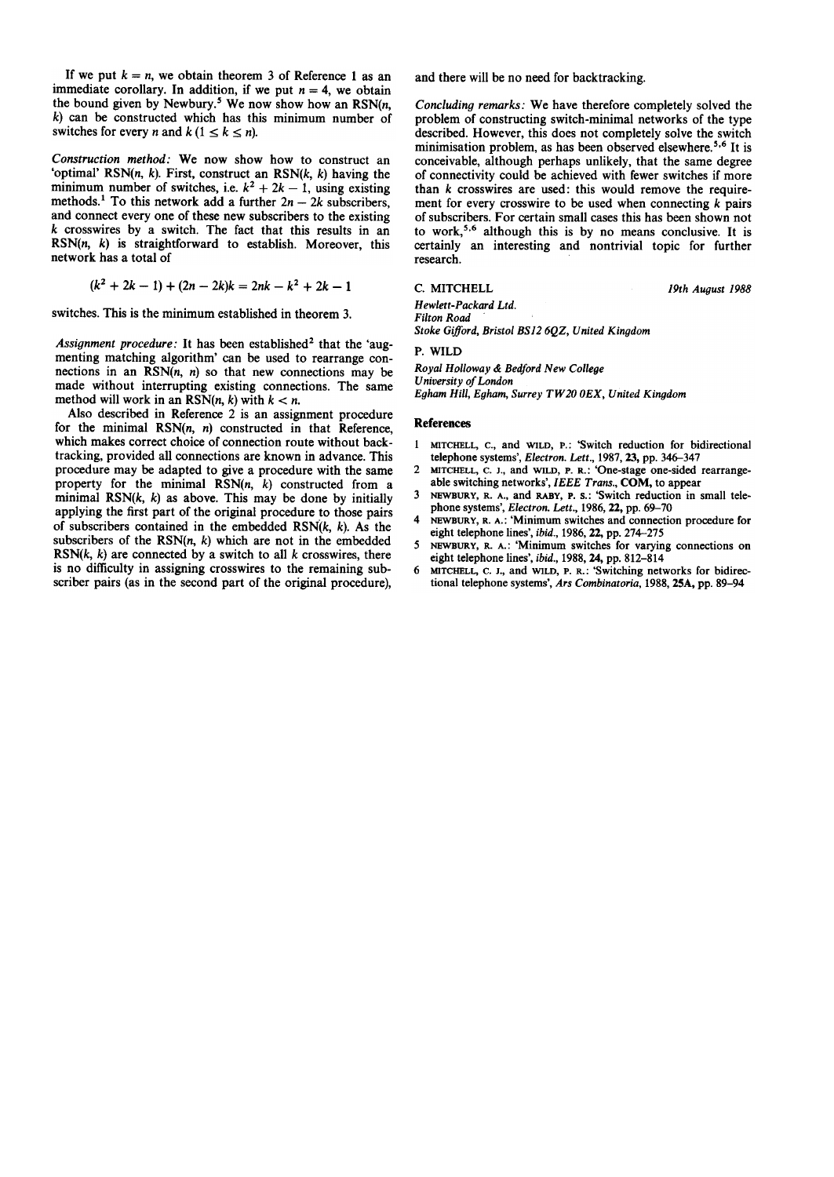If we put $k = n$, we obtain theorem 3 of Reference 1 as an immediate corollary. In addition, if we put $n = 4$, we obtain the bound given by Newbury.[5] We now show how an RSN($n$, $k$) can be constructed which has this minimum number of switches for every $n$ and $k$ ($1 \leq k \leq n$).

*Construction method:* We now show how to construct an 'optimal' RSN($n$, $k$). First, construct an RSN($k$, $k$) having the minimum number of switches, i.e. $k^2 + 2k - 1$, using existing methods.[1] To this network add a further $2n - 2k$ subscribers, and connect every one of these new subscribers to the existing $k$ crosswires by a switch. The fact that this results in an RSN($n$, $k$) is straightforward to establish. Moreover, this network has a total of

$$(k^2 + 2k - 1) + (2n - 2k)k = 2nk - k^2 + 2k - 1$$

switches. This is the minimum established in theorem 3.

*Assignment procedure:* It has been established[2] that the 'augmenting matching algorithm' can be used to rearrange connections in an RSN($n$, $n$) so that new connections may be made without interrupting existing connections. The same method will work in an RSN($n$, $k$) with $k < n$.

Also described in Reference 2 is an assignment procedure for the minimal RSN($n$, $n$) constructed in that Reference, which makes correct choice of connection route without backtracking, provided all connections are known in advance. This procedure may be adapted to give a procedure with the same property for the minimal RSN($n$, $k$) constructed from a minimal RSN($k$, $k$) as above. This may be done by initially applying the first part of the original procedure to those pairs of subscribers contained in the embedded RSN($k$, $k$). As the subscribers of the RSN($n$, $k$) which are not in the embedded RSN($k$, $k$) are connected by a switch to all $k$ crosswires, there is no difficulty in assigning crosswires to the remaining subscriber pairs (as in the second part of the original procedure), and there will be no need for backtracking.

*Concluding remarks:* We have therefore completely solved the problem of constructing switch-minimal networks of the type described. However, this does not completely solve the switch minimisation problem, as has been observed elsewhere.[5,6] It is conceivable, although perhaps unlikely, that the same degree of connectivity could be achieved with fewer switches if more than $k$ crosswires are used: this would remove the requirement for every crosswire to be used when connecting $k$ pairs of subscribers. For certain small cases this has been shown not to work,[5,6] although this is by no means conclusive. It is certainly an interesting and nontrivial topic for further research.

C. MITCHELL — 19th August 1988

*Hewlett-Packard Ltd.*
*Filton Road*
*Stoke Gifford, Bristol BS12 6QZ, United Kingdom*

P. WILD

*Royal Holloway & Bedford New College*
*University of London*
*Egham Hill, Egham, Surrey TW20 0EX, United Kingdom*

## References

1. MITCHELL, C., and WILD, P.: 'Switch reduction for bidirectional telephone systems', *Electron. Lett.*, 1987, **23**, pp. 346–347
2. MITCHELL, C. J., and WILD, P. R.: 'One-stage one-sided rearrangeable switching networks', *IEEE Trans.*, **COM**, to appear
3. NEWBURY, R. A., and RABY, P. S.: 'Switch reduction in small telephone systems', *Electron. Lett.*, 1986, **22**, pp. 69–70
4. NEWBURY, R. A.: 'Minimum switches and connection procedure for eight telephone lines', *ibid.*, 1986, **22**, pp. 274–275
5. NEWBURY, R. A.: 'Minimum switches for varying connections on eight telephone lines', *ibid.*, 1988, **24**, pp. 812–814
6. MITCHELL, C. J., and WILD, P. R.: 'Switching networks for bidirectional telephone systems', *Ars Combinatoria*, 1988, **25A**, pp. 89–94